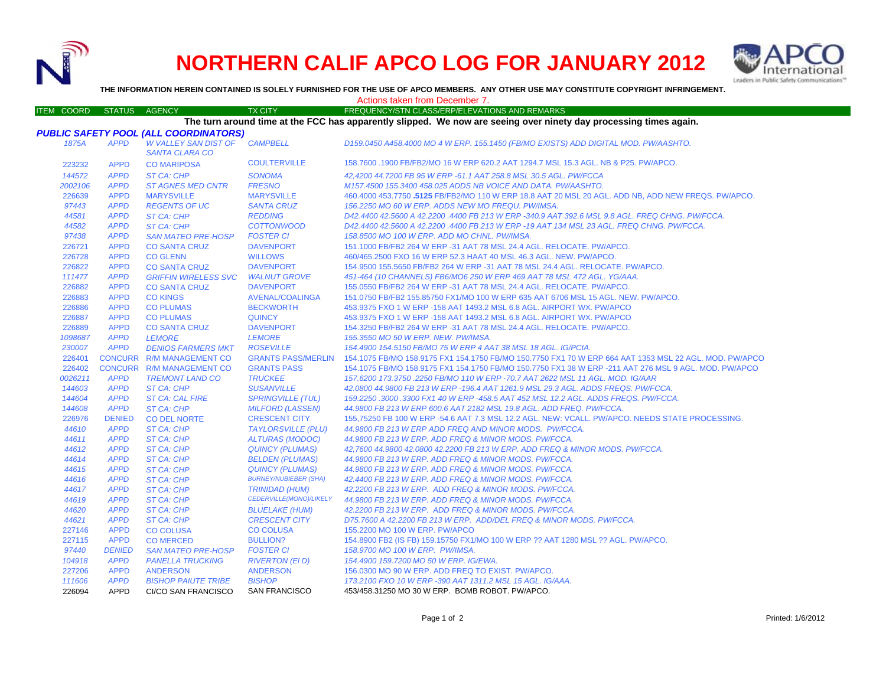# NORTHERN CALIF APCO LOG FOR JANUARY 2012

**THE INFORMATION HEREIN CONTAINED IS SOLELY FURNISHED FOR THE USE OF APCO MEMBERS. ANY OTHER USE MAY CONSTITUTE COPYRIGHT INFRINGEMENT.**

Actions taken from December 7.

| ITEM COORD | STATUS | AGENCY | TX CITY | FREQUENCY/STN CLASS/ERP/ELEVATIONS AND REMARKS |
|---|---|---|---|---|
| | | | | **The turn around time at the FCC has apparently slipped. We now are seeing over ninety day processing times again.** |
| ***PUBLIC SAFETY POOL (ALL COORDINATORS)*** | | | | |
| *1875A* | *APPD* | *W VALLEY SAN DIST OF SANTA CLARA CO* | *CAMPBELL* | *D159.0450 A458.4000 MO 4 W ERP. 155.1450 (FB/MO EXISTS) ADD DIGITAL MOD. PW/AASHTO.* |
| 223232 | APPD | CO MARIPOSA | COULTERVILLE | 158.7600 .1900 FB/FB2/MO 16 W ERP 620.2 AAT 1294.7 MSL 15.3 AGL. NB & P25. PW/APCO. |
| *144572* | *APPD* | *ST CA: CHP* | *SONOMA* | *42,4200 44.7200 FB 95 W ERP -61.1 AAT 258.8 MSL 30.5 AGL. PW/FCCA* |
| *2002106* | *APPD* | *ST AGNES MED CNTR* | *FRESNO* | *M157.4500 155.3400 458.025 ADDS NB VOICE AND DATA. PW/AASHTO.* |
| 226639 | APPD | MARYSVILLE | MARYSVILLE | 460.4000 453.7750 **.5125** FB/FB2/MO 110 W ERP 18.8 AAT 20 MSL 20 AGL. ADD NB, ADD NEW FREQS. PW/APCO. |
| *97443* | *APPD* | *REGENTS OF UC* | *SANTA CRUZ* | *156.2250 MO 60 W ERP. ADDS NEW MO FREQU. PW/IMSA.* |
| *44581* | *APPD* | *ST CA: CHP* | *REDDING* | *D42.4400 42.5600 A 42.2200 .4400 FB 213 W ERP -340.9 AAT 392.6 MSL 9.8 AGL. FREQ CHNG. PW/FCCA.* |
| *44582* | *APPD* | *ST CA: CHP* | *COTTONWOOD* | *D42.4400 42.5600 A 42.2200 .4400 FB 213 W ERP -19 AAT 134 MSL 23 AGL. FREQ CHNG. PW/FCCA.* |
| *97438* | *APPD* | *SAN MATEO PRE-HOSP* | *FOSTER CI* | *158.8500 MO 100 W ERP. ADD MO CHNL. PW/IMSA.* |
| 226721 | APPD | CO SANTA CRUZ | DAVENPORT | 151.1000 FB/FB2 264 W ERP -31 AAT 78 MSL 24.4 AGL. RELOCATE. PW/APCO. |
| 226728 | APPD | CO GLENN | WILLOWS | 460/465.2500 FXO 16 W ERP 52.3 HAAT 40 MSL 46.3 AGL. NEW. PW/APCO. |
| 226822 | APPD | CO SANTA CRUZ | DAVENPORT | 154.9500 155.5650 FB/FB2 264 W ERP -31 AAT 78 MSL 24.4 AGL. RELOCATE. PW/APCO. |
| *111477* | *APPD* | *GRIFFIN WIRELESS SVC* | *WALNUT GROVE* | *451-464 (10 CHANNELS) FB6/MO6 250 W ERP 469 AAT 78 MSL 472 AGL. YG/AAA.* |
| 226882 | APPD | CO SANTA CRUZ | DAVENPORT | 155.0550 FB/FB2 264 W ERP -31 AAT 78 MSL 24.4 AGL. RELOCATE. PW/APCO. |
| 226883 | APPD | CO KINGS | AVENAL/COALINGA | 151.0750 FB/FB2 155.85750 FX1/MO 100 W ERP 635 AAT 6706 MSL 15 AGL. NEW. PW/APCO. |
| 226886 | APPD | CO PLUMAS | BECKWORTH | 453.9375 FXO 1 W ERP -158 AAT 1493.2 MSL 6.8 AGL. AIRPORT WX. PW/APCO |
| 226887 | APPD | CO PLUMAS | QUINCY | 453.9375 FXO 1 W ERP -158 AAT 1493.2 MSL 6.8 AGL. AIRPORT WX. PW/APCO |
| 226889 | APPD | CO SANTA CRUZ | DAVENPORT | 154.3250 FB/FB2 264 W ERP -31 AAT 78 MSL 24.4 AGL. RELOCATE. PW/APCO. |
| *1098687* | *APPD* | *LEMORE* | *LEMORE* | *155.3550 MO 50 W ERP. NEW. PW/IMSA.* |
| *230007* | *APPD* | *DENIOS FARMERS MKT* | *ROSEVILLE* | *154.4900 154.5150 FB/MO 75 W ERP 4 AAT 38 MSL 18 AGL. IG/PCIA.* |
| 226401 | CONCURR | R/M MANAGEMENT CO | GRANTS PASS/MERLIN | 154.1075 FB/MO 158.9175 FX1 154.1750 FB/MO 150.7750 FX1 70 W ERP 664 AAT 1353 MSL 22 AGL. MOD. PW/APCO |
| 226402 | CONCURR | R/M MANAGEMENT CO | GRANTS PASS | 154.1075 FB/MO 158.9175 FX1 154.1750 FB/MO 150.7750 FX1 38 W ERP -211 AAT 276 MSL 9 AGL. MOD. PW/APCO |
| *0026211* | *APPD* | *TREMONT LAND CO* | *TRUCKEE* | *157.6200 173.3750 .2250 FB/MO 110 W ERP -70.7 AAT 2622 MSL 11 AGL. MOD. IG/AAR* |
| *144603* | *APPD* | *ST CA: CHP* | *SUSANVILLE* | *42.0800 44.9800 FB 213 W ERP -196.4 AAT 1261.9 MSL 29.3 AGL. ADDS FREQS. PW/FCCA.* |
| *144604* | *APPD* | *ST CA: CAL FIRE* | *SPRINGVILLE (TUL)* | *159.2250 .3000 .3300 FX1 40 W ERP -458.5 AAT 452 MSL 12.2 AGL. ADDS FREQS. PW/FCCA.* |
| *144608* | *APPD* | *ST CA: CHP* | *MILFORD (LASSEN)* | *44.9800 FB 213 W ERP 600.6 AAT 2182 MSL 19.8 AGL. ADD FREQ. PW/FCCA.* |
| 226976 | DENIED | CO DEL NORTE | CRESCENT CITY | 155,75250 FB 100 W ERP -54.6 AAT 7.3 MSL 12.2 AGL. NEW: VCALL. PW/APCO. NEEDS STATE PROCESSING. |
| *44610* | *APPD* | *ST CA: CHP* | *TAYLORSVILLE (PLU)* | *44.9800 FB 213 W ERP ADD FREQ AND MINOR MODS. PW/FCCA.* |
| *44611* | *APPD* | *ST CA: CHP* | *ALTURAS (MODOC)* | *44.9800 FB 213 W ERP. ADD FREQ & MINOR MODS. PW/FCCA.* |
| *44612* | *APPD* | *ST CA: CHP* | *QUINCY (PLUMAS)* | *42,7600 44.9800 42.0800 42.2200 FB 213 W ERP. ADD FREQ & MINOR MODS. PW/FCCA.* |
| *44614* | *APPD* | *ST CA: CHP* | *BELDEN (PLUMAS)* | *44.9800 FB 213 W ERP. ADD FREQ & MINOR MODS. PW/FCCA.* |
| *44615* | *APPD* | *ST CA: CHP* | *QUINCY (PLUMAS)* | *44.9800 FB 213 W ERP. ADD FREQ & MINOR MODS. PW/FCCA.* |
| *44616* | *APPD* | *ST CA: CHP* | *BURNEY/NUBIEBER (SHA)* | *42.4400 FB 213 W ERP. ADD FREQ & MINOR MODS. PW/FCCA.* |
| *44617* | *APPD* | *ST CA: CHP* | *TRINIDAD (HUM)* | *42.2200 FB 213 W ERP. ADD FREQ & MINOR MODS. PW/FCCA.* |
| *44619* | *APPD* | *ST CA: CHP* | *CEDERVILLE(MONO)/LIKELY* | *44.9800 FB 213 W ERP. ADD FREQ & MINOR MODS. PW/FCCA.* |
| *44620* | *APPD* | *ST CA: CHP* | *BLUELAKE (HUM)* | *42.2200 FB 213 W ERP. ADD FREQ & MINOR MODS. PW/FCCA.* |
| *44621* | *APPD* | *ST CA: CHP* | *CRESCENT CITY* | *D75.7600 A 42.2200 FB 213 W ERP. ADD/DEL FREQ & MINOR MODS. PW/FCCA.* |
| 227146 | APPD | CO COLUSA | CO COLUSA | 155.2200 MO 100 W ERP. PW/APCO |
| 227115 | APPD | CO MERCED | BULLION? | 154.8900 FB2 (IS FB) 159.15750 FX1/MO 100 W ERP ?? AAT 1280 MSL ?? AGL. PW/APCO. |
| *97440* | *DENIED* | *SAN MATEO PRE-HOSP* | *FOSTER CI* | *158.9700 MO 100 W ERP. PW/IMSA.* |
| *104918* | *APPD* | *PANELLA TRUCKING* | *RIVERTON (EI D)* | *154.4900 159.7200 MO 50 W ERP. IG/EWA.* |
| 227206 | APPD | ANDERSON | ANDERSON | 156.0300 MO 90 W ERP. ADD FREQ TO EXIST. PW/APCO. |
| *111606* | *APPD* | *BISHOP PAIUTE TRIBE* | *BISHOP* | *173.2100 FXO 10 W ERP -390 AAT 1311.2 MSL 15 AGL. IG/AAA.* |
| 226094 | APPD | CI/CO SAN FRANCISCO | SAN FRANCISCO | 453/458.31250 MO 30 W ERP. BOMB ROBOT. PW/APCO. |

Printed: 1/6/2012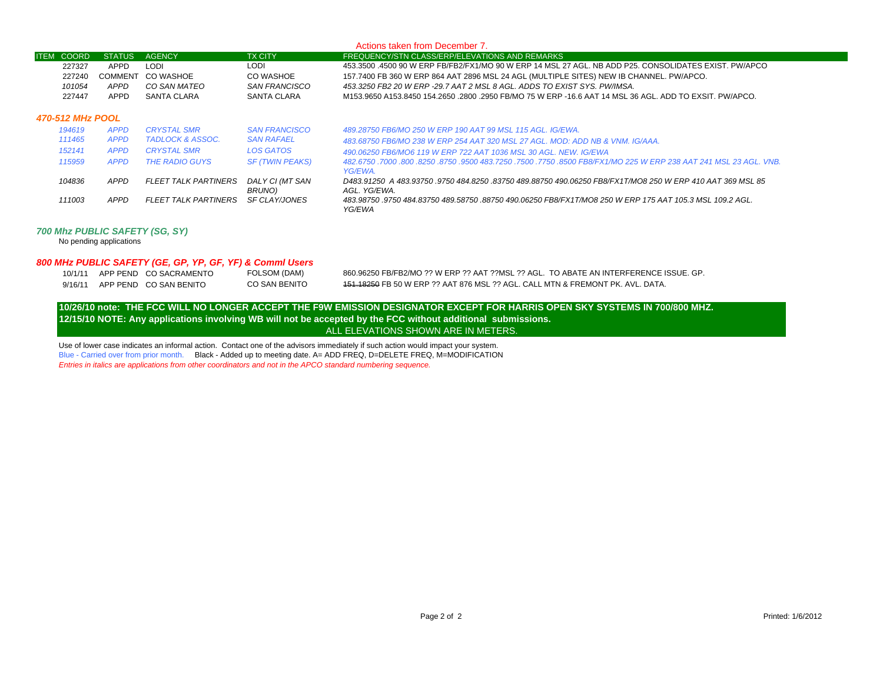Actions taken from December 7.

| ITEM | COORD | STATUS | AGENCY | TX CITY | FREQUENCY/STN CLASS/ERP/ELEVATIONS AND REMARKS |
|---|---|---|---|---|---|
| | 227327 | APPD | LODI | LODI | 453.3500 .4500 90 W ERP FB/FB2/FX1/MO 90 W ERP 14 MSL 27 AGL. NB ADD P25. CONSOLIDATES EXIST. PW/APCO |
| | 227240 | COMMENT | CO WASHOE | CO WASHOE | 157.7400 FB 360 W ERP 864 AAT 2896 MSL 24 AGL (MULTIPLE SITES) NEW IB CHANNEL. PW/APCO. |
| | *101054* | *APPD* | *CO SAN MATEO* | *SAN FRANCISCO* | *453.3250 FB2 20 W ERP -29.7 AAT 2 MSL 8 AGL. ADDS TO EXIST SYS. PW/IMSA.* |
| | 227447 | APPD | SANTA CLARA | SANTA CLARA | M153.9650 A153.8450 154.2650 .2800 .2950 FB/MO 75 W ERP -16.6 AAT 14 MSL 36 AGL. ADD TO EXSIT. PW/APCO. |

### *470-512 MHz POOL*

| | | | | |
|---|---|---|---|---|
| *194619* | *APPD* | *CRYSTAL SMR* | *SAN FRANCISCO* | *489.28750 FB6/MO 250 W ERP 190 AAT 99 MSL 115 AGL. IG/EWA.* |
| *111465* | *APPD* | *TADLOCK & ASSOC.* | *SAN RAFAEL* | *483.68750 FB6/MO 238 W ERP 254 AAT 320 MSL 27 AGL. MOD: ADD NB & VNM. IG/AAA.* |
| *152141* | *APPD* | *CRYSTAL SMR* | *LOS GATOS* | *490.06250 FB6/MO6 119 W ERP 722 AAT 1036 MSL 30 AGL. NEW. IG/EWA* |
| *115959* | *APPD* | *THE RADIO GUYS* | *SF (TWIN PEAKS)* | *482.6750 .7000 .800 .8250 .8750 .9500 483.7250 .7500 .7750 .8500 FB8/FX1/MO 225 W ERP 238 AAT 241 MSL 23 AGL. VNB. YG/EWA.* |
| *104836* | *APPD* | *FLEET TALK PARTINERS* | *DALY CI (MT SAN BRUNO)* | *D483.91250 A 483.93750 .9750 484.8250 .83750 489.88750 490.06250 FB8/FX1T/MO8 250 W ERP 410 AAT 369 MSL 85 AGL. YG/EWA.* |
| *111003* | *APPD* | *FLEET TALK PARTINERS* | *SF CLAY/JONES* | *483.98750 .9750 484.83750 489.58750 .88750 490.06250 FB8/FX1T/MO8 250 W ERP 175 AAT 105.3 MSL 109.2 AGL. YG/EWA* |

### *700 Mhz PUBLIC SAFETY (SG, SY)*

No pending applications

### *800 MHz PUBLIC SAFETY (GE, GP, YP, GF, YF) & Comml Users*

| | | | | |
|---|---|---|---|---|
| 10/1/11 | APP PEND | CO SACRAMENTO | FOLSOM (DAM) | 860.96250 FB/FB2/MO ?? W ERP ?? AAT ??MSL ?? AGL. TO ABATE AN INTERFERENCE ISSUE. GP. |
| 9/16/11 | APP PEND | CO SAN BENITO | CO SAN BENITO | ~~151.18250~~ FB 50 W ERP ?? AAT 876 MSL ?? AGL. CALL MTN & FREMONT PK. AVL. DATA. |

**10/26/10 note: THE FCC WILL NO LONGER ACCEPT THE F9W EMISSION DESIGNATOR EXCEPT FOR HARRIS OPEN SKY SYSTEMS IN 700/800 MHZ.**
**12/15/10 NOTE: Any applications involving WB will not be accepted by the FCC without additional submissions.**
ALL ELEVATIONS SHOWN ARE IN METERS.

Use of lower case indicates an informal action. Contact one of the advisors immediately if such action would impact your system.
Blue - Carried over from prior month. Black - Added up to meeting date. A= ADD FREQ, D=DELETE FREQ, M=MODIFICATION
*Entries in italics are applications from other coordinators and not in the APCO standard numbering sequence.*

Printed: 1/6/2012